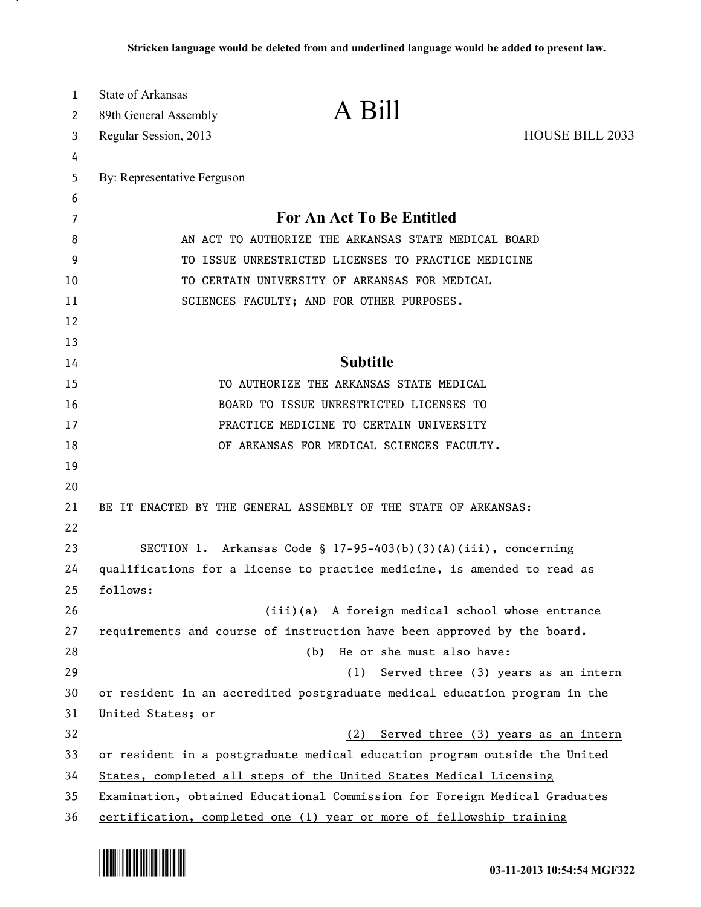Stricken language would be deleted from and underlined language would be added to present law.

State of Arkansas
89th General Assembly
Regular Session, 2013

# A Bill

HOUSE BILL 2033

By: Representative Ferguson

## For An Act To Be Entitled

AN ACT TO AUTHORIZE THE ARKANSAS STATE MEDICAL BOARD TO ISSUE UNRESTRICTED LICENSES TO PRACTICE MEDICINE TO CERTAIN UNIVERSITY OF ARKANSAS FOR MEDICAL SCIENCES FACULTY; AND FOR OTHER PURPOSES.

## Subtitle

TO AUTHORIZE THE ARKANSAS STATE MEDICAL BOARD TO ISSUE UNRESTRICTED LICENSES TO PRACTICE MEDICINE TO CERTAIN UNIVERSITY OF ARKANSAS FOR MEDICAL SCIENCES FACULTY.

BE IT ENACTED BY THE GENERAL ASSEMBLY OF THE STATE OF ARKANSAS:

SECTION 1. Arkansas Code § 17-95-403(b)(3)(A)(iii), concerning qualifications for a license to practice medicine, is amended to read as follows:

(iii)(a) A foreign medical school whose entrance requirements and course of instruction have been approved by the board.

(b) He or she must also have:

(1) Served three (3) years as an intern or resident in an accredited postgraduate medical education program in the United States; ~~or~~

<u>(2) Served three (3) years as an intern or resident in a postgraduate medical education program outside the United States, completed all steps of the United States Medical Licensing Examination, obtained Educational Commission for Foreign Medical Graduates certification, completed one (1) year or more of fellowship training</u>

03-11-2013 10:54:54 MGF322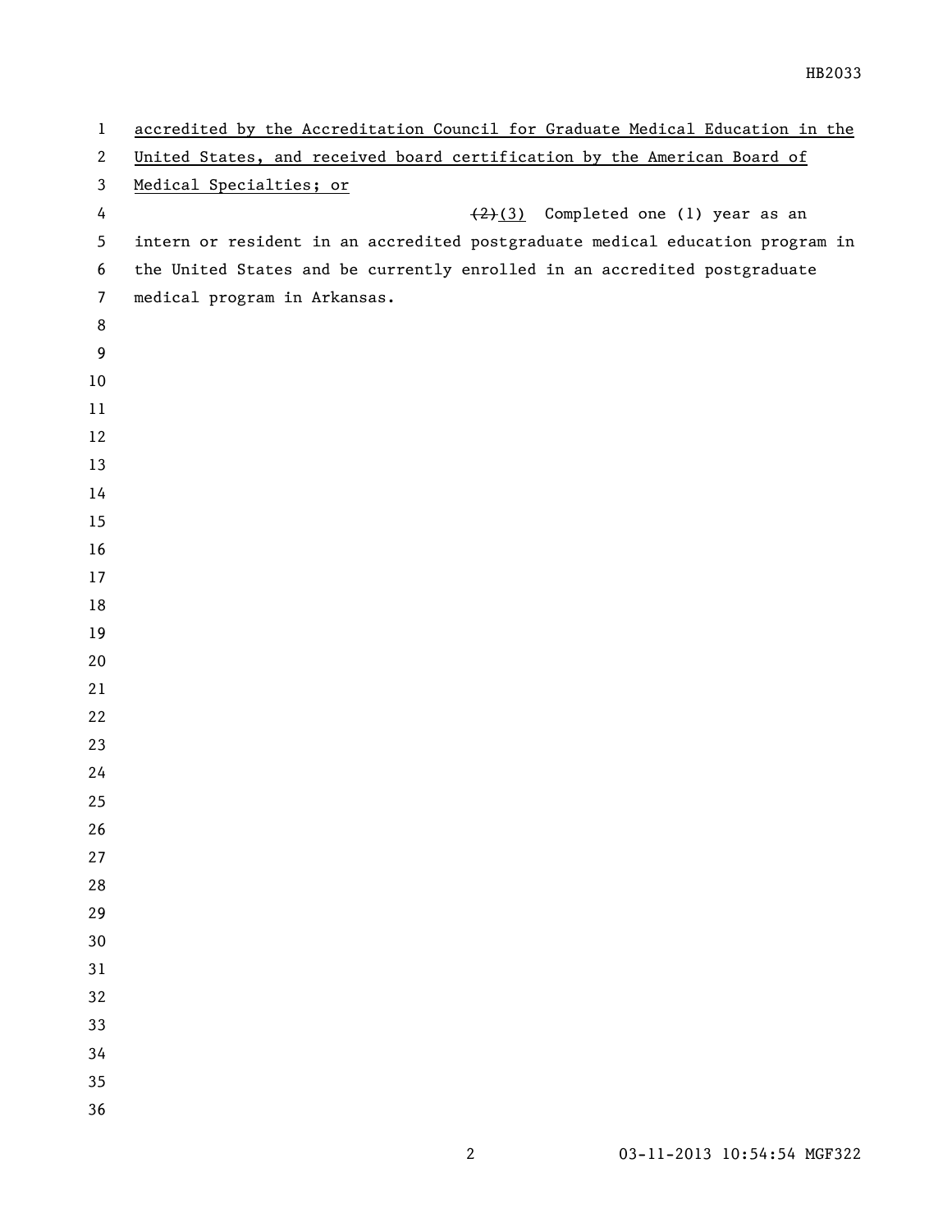accredited by the Accreditation Council for Graduate Medical Education in the United States, and received board certification by the American Board of Medical Specialties; or

~~(2)~~(3) Completed one (1) year as an intern or resident in an accredited postgraduate medical education program in the United States and be currently enrolled in an accredited postgraduate medical program in Arkansas.